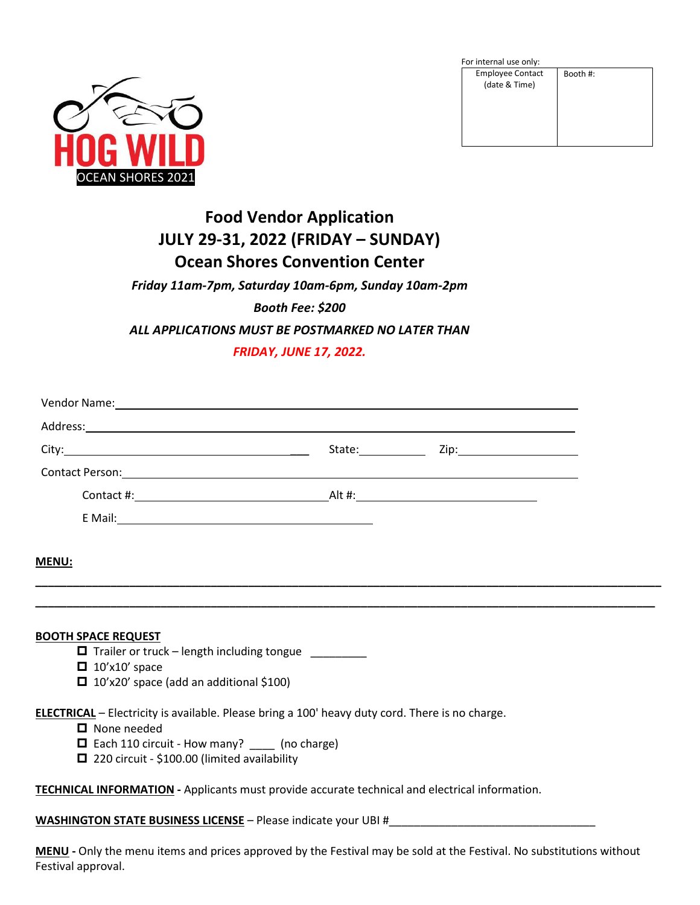For internal use only:

| Employee Contact (date & Time) | Booth #: |
| --- | --- |
| | |

HOG WILD

OCEAN SHORES 2021

# Food Vendor Application
# JULY 29-31, 2022 (FRIDAY – SUNDAY)
# Ocean Shores Convention Center

***Friday 11am-7pm, Saturday 10am-6pm, Sunday 10am-2pm***

***Booth Fee: $200***

***ALL APPLICATIONS MUST BE POSTMARKED NO LATER THAN***

***FRIDAY, JUNE 17, 2022.***

Vendor Name: ______________________________________________

Address: ______________________________________________

City: ______________________________ State: __________ Zip: __________________

Contact Person: ______________________________________________

Contact #: ____________________________ Alt #: ____________________________

E Mail: ______________________________________

**MENU:**

____________________________________________________________________________________

____________________________________________________________________________________

**BOOTH SPACE REQUEST**

- ☐ Trailer or truck – length including tongue _________
- ☐ 10'x10' space
- ☐ 10'x20' space (add an additional $100)

**ELECTRICAL** – Electricity is available. Please bring a 100' heavy duty cord. There is no charge.

- ☐ None needed
- ☐ Each 110 circuit - How many? ____ (no charge)
- ☐ 220 circuit - $100.00 (limited availability

**TECHNICAL INFORMATION -** Applicants must provide accurate technical and electrical information.

**WASHINGTON STATE BUSINESS LICENSE** – Please indicate your UBI #________________________________

**MENU -** Only the menu items and prices approved by the Festival may be sold at the Festival. No substitutions without Festival approval.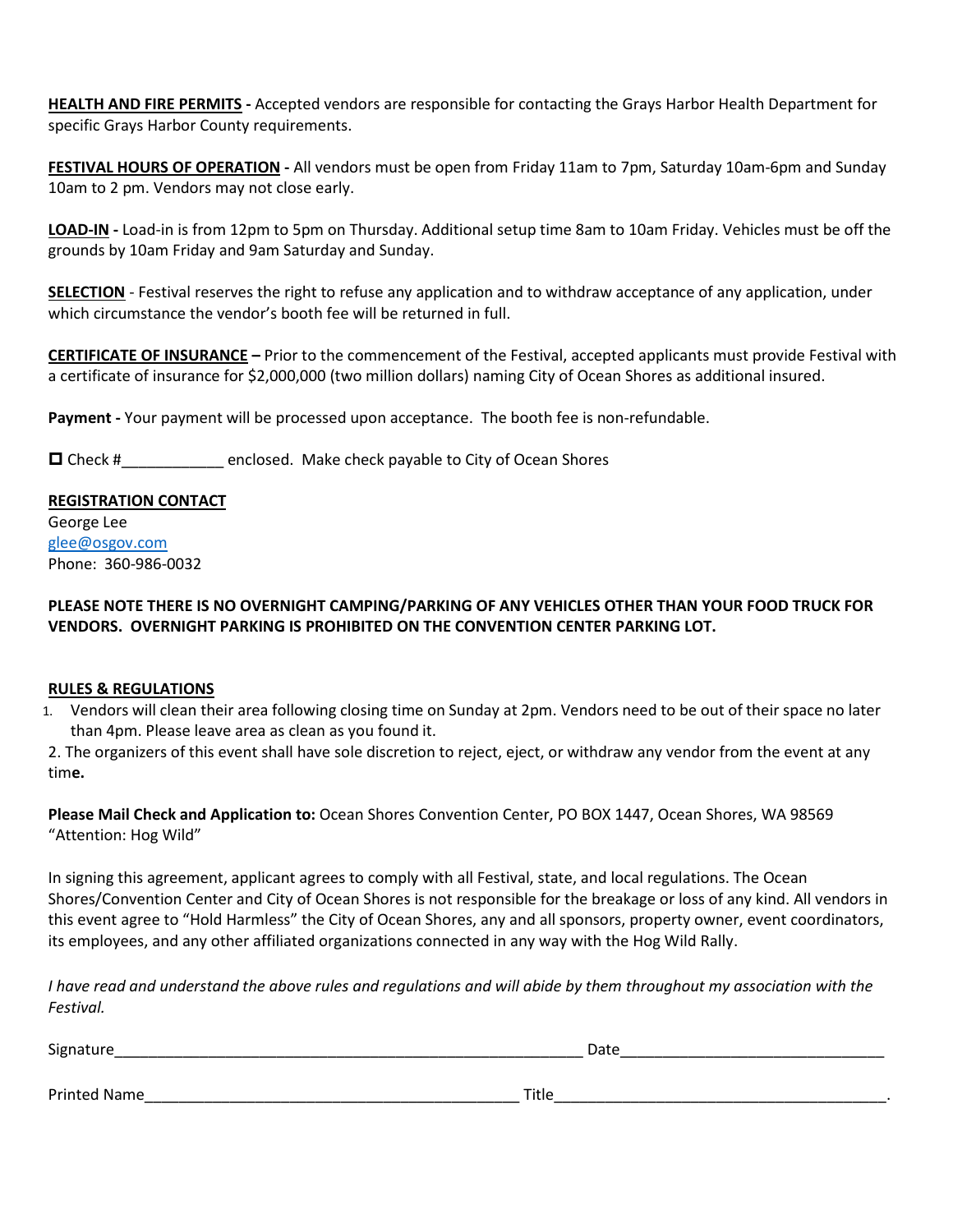**HEALTH AND FIRE PERMITS -** Accepted vendors are responsible for contacting the Grays Harbor Health Department for specific Grays Harbor County requirements.

**FESTIVAL HOURS OF OPERATION -** All vendors must be open from Friday 11am to 7pm, Saturday 10am-6pm and Sunday 10am to 2 pm. Vendors may not close early.

**LOAD-IN -** Load-in is from 12pm to 5pm on Thursday. Additional setup time 8am to 10am Friday. Vehicles must be off the grounds by 10am Friday and 9am Saturday and Sunday.

**SELECTION** - Festival reserves the right to refuse any application and to withdraw acceptance of any application, under which circumstance the vendor's booth fee will be returned in full.

**CERTIFICATE OF INSURANCE –** Prior to the commencement of the Festival, accepted applicants must provide Festival with a certificate of insurance for $2,000,000 (two million dollars) naming City of Ocean Shores as additional insured.

**Payment -** Your payment will be processed upon acceptance. The booth fee is non-refundable.

☐ Check #____________ enclosed. Make check payable to City of Ocean Shores

**REGISTRATION CONTACT**
George Lee
glee@osgov.com
Phone: 360-986-0032

**PLEASE NOTE THERE IS NO OVERNIGHT CAMPING/PARKING OF ANY VEHICLES OTHER THAN YOUR FOOD TRUCK FOR VENDORS. OVERNIGHT PARKING IS PROHIBITED ON THE CONVENTION CENTER PARKING LOT.**

**RULES & REGULATIONS**

1. Vendors will clean their area following closing time on Sunday at 2pm. Vendors need to be out of their space no later than 4pm. Please leave area as clean as you found it.
2. The organizers of this event shall have sole discretion to reject, eject, or withdraw any vendor from the event at any time.

**Please Mail Check and Application to:** Ocean Shores Convention Center, PO BOX 1447, Ocean Shores, WA 98569 "Attention: Hog Wild"

In signing this agreement, applicant agrees to comply with all Festival, state, and local regulations. The Ocean Shores/Convention Center and City of Ocean Shores is not responsible for the breakage or loss of any kind. All vendors in this event agree to "Hold Harmless" the City of Ocean Shores, any and all sponsors, property owner, event coordinators, its employees, and any other affiliated organizations connected in any way with the Hog Wild Rally.

*I have read and understand the above rules and regulations and will abide by them throughout my association with the Festival.*

Signature_________________________________________________________ Date_______________________________

Printed Name____________________________________________ Title_______________________________________.